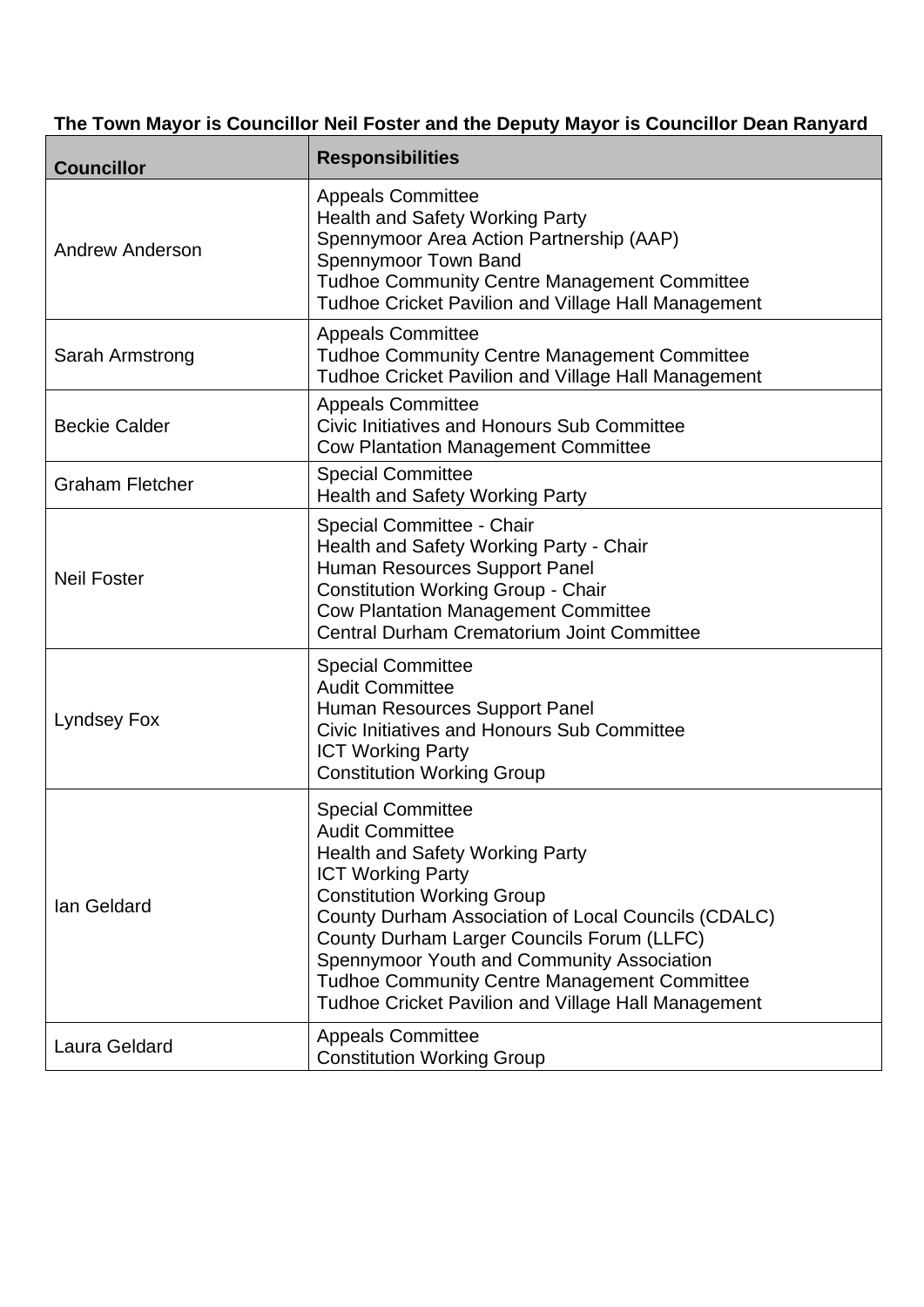**The Town Mayor is Councillor Neil Foster and the Deputy Mayor is Councillor Dean Ranyard**

| Councillor | Responsibilities |
|---|---|
| Andrew Anderson | Appeals Committee<br>Health and Safety Working Party<br>Spennymoor Area Action Partnership (AAP)<br>Spennymoor Town Band<br>Tudhoe Community Centre Management Committee<br>Tudhoe Cricket Pavilion and Village Hall Management |
| Sarah Armstrong | Appeals Committee<br>Tudhoe Community Centre Management Committee<br>Tudhoe Cricket Pavilion and Village Hall Management |
| Beckie Calder | Appeals Committee<br>Civic Initiatives and Honours Sub Committee<br>Cow Plantation Management Committee |
| Graham Fletcher | Special Committee<br>Health and Safety Working Party |
| Neil Foster | Special Committee - Chair<br>Health and Safety Working Party - Chair<br>Human Resources Support Panel<br>Constitution Working Group - Chair<br>Cow Plantation Management Committee<br>Central Durham Crematorium Joint Committee |
| Lyndsey Fox | Special Committee<br>Audit Committee<br>Human Resources Support Panel<br>Civic Initiatives and Honours Sub Committee<br>ICT Working Party<br>Constitution Working Group |
| Ian Geldard | Special Committee<br>Audit Committee<br>Health and Safety Working Party<br>ICT Working Party<br>Constitution Working Group<br>County Durham Association of Local Councils (CDALC)<br>County Durham Larger Councils Forum (LLFC)<br>Spennymoor Youth and Community Association<br>Tudhoe Community Centre Management Committee<br>Tudhoe Cricket Pavilion and Village Hall Management |
| Laura Geldard | Appeals Committee<br>Constitution Working Group |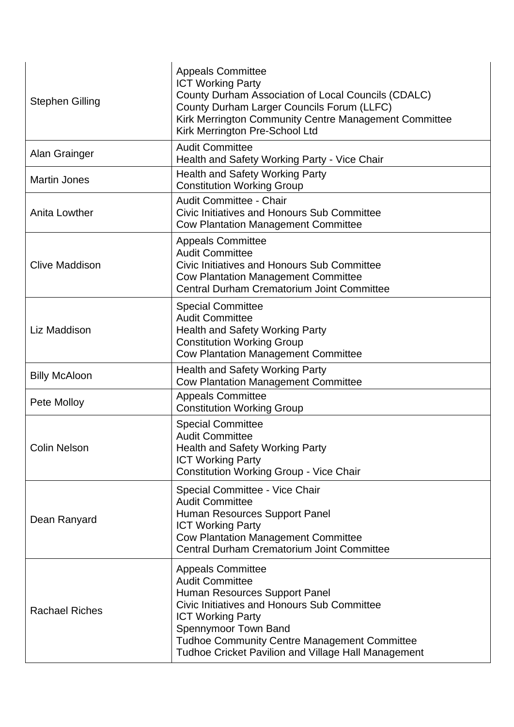| | |
|---|---|
| Stephen Gilling | Appeals Committee<br>ICT Working Party<br>County Durham Association of Local Councils (CDALC)<br>County Durham Larger Councils Forum (LLFC)<br>Kirk Merrington Community Centre Management Committee<br>Kirk Merrington Pre-School Ltd |
| Alan Grainger | Audit Committee<br>Health and Safety Working Party - Vice Chair |
| Martin Jones | Health and Safety Working Party<br>Constitution Working Group |
| Anita Lowther | Audit Committee - Chair<br>Civic Initiatives and Honours Sub Committee<br>Cow Plantation Management Committee |
| Clive Maddison | Appeals Committee<br>Audit Committee<br>Civic Initiatives and Honours Sub Committee<br>Cow Plantation Management Committee<br>Central Durham Crematorium Joint Committee |
| Liz Maddison | Special Committee<br>Audit Committee<br>Health and Safety Working Party<br>Constitution Working Group<br>Cow Plantation Management Committee |
| Billy McAloon | Health and Safety Working Party<br>Cow Plantation Management Committee |
| Pete Molloy | Appeals Committee<br>Constitution Working Group |
| Colin Nelson | Special Committee<br>Audit Committee<br>Health and Safety Working Party<br>ICT Working Party<br>Constitution Working Group - Vice Chair |
| Dean Ranyard | Special Committee - Vice Chair<br>Audit Committee<br>Human Resources Support Panel<br>ICT Working Party<br>Cow Plantation Management Committee<br>Central Durham Crematorium Joint Committee |
| Rachael Riches | Appeals Committee<br>Audit Committee<br>Human Resources Support Panel<br>Civic Initiatives and Honours Sub Committee<br>ICT Working Party<br>Spennymoor Town Band<br>Tudhoe Community Centre Management Committee<br>Tudhoe Cricket Pavilion and Village Hall Management |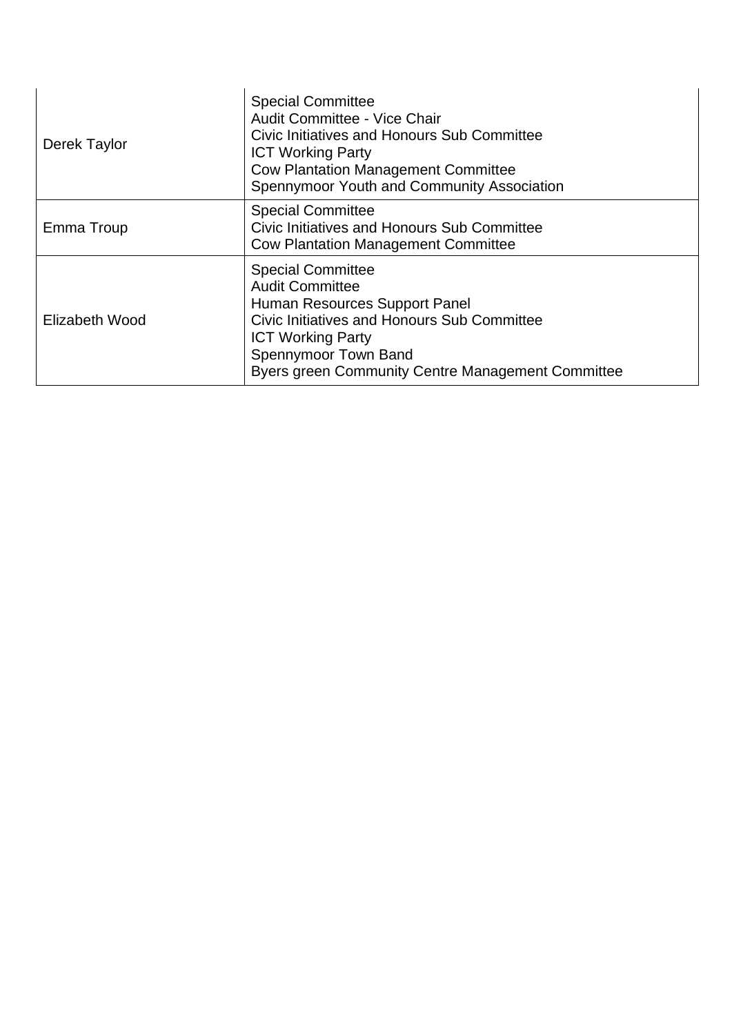| | |
|---|---|
| Derek Taylor | Special Committee<br>Audit Committee - Vice Chair<br>Civic Initiatives and Honours Sub Committee<br>ICT Working Party<br>Cow Plantation Management Committee<br>Spennymoor Youth and Community Association |
| Emma Troup | Special Committee<br>Civic Initiatives and Honours Sub Committee<br>Cow Plantation Management Committee |
| Elizabeth Wood | Special Committee<br>Audit Committee<br>Human Resources Support Panel<br>Civic Initiatives and Honours Sub Committee<br>ICT Working Party<br>Spennymoor Town Band<br>Byers green Community Centre Management Committee |